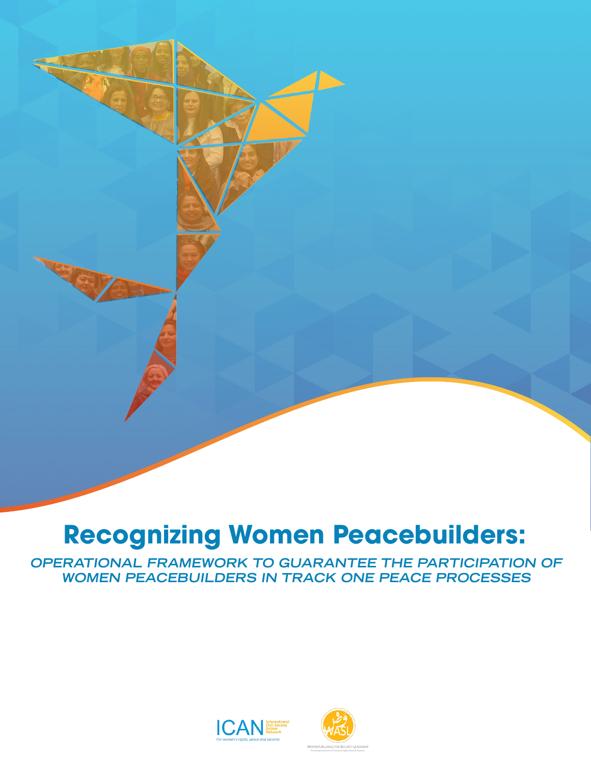# Recognizing Women Peacebuilders:

*OPERATIONAL FRAMEWORK TO GUARANTEE THE PARTICIPATION OF WOMEN PEACEBUILDERS IN TRACK ONE PEACE PROCESSES*

ICAN International Civil Society Action Network
For women's rights, peace and security

WASL
WOMEN'S ALLIANCE FOR SECURITY LEADERSHIP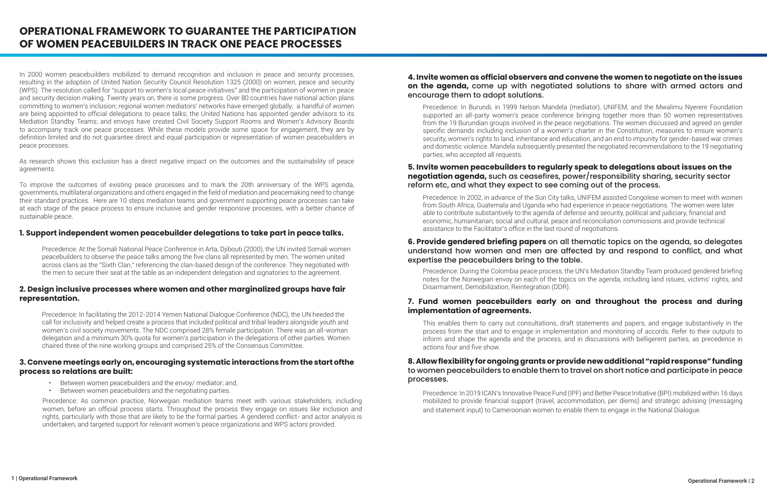# OPERATIONAL FRAMEWORK TO GUARANTEE THE PARTICIPATION OF WOMEN PEACEBUILDERS IN TRACK ONE PEACE PROCESSES

In 2000 women peacebuilders mobilized to demand recognition and inclusion in peace and security processes, resulting in the adoption of United Nation Security Council Resolution 1325 (2000) on women, peace and security (WPS). The resolution called for "support to women's local peace initiatives" and the participation of women in peace and security decision making. Twenty years on, there is some progress. Over 80 countries have national action plans committing to women's inclusion; regional women mediators' networks have emerged globally; a handful of women are being appointed to official delegations to peace talks; the United Nations has appointed gender advisors to its Mediation Standby Teams; and envoys have created Civil Society Support Rooms and Women's Advisory Boards to accompany track one peace processes. While these models provide some space for engagement, they are by definition limited and do not guarantee direct and equal participation or representation of women peacebuilders in peace processes.

As research shows this exclusion has a direct negative impact on the outcomes and the sustainability of peace agreements.

To improve the outcomes of existing peace processes and to mark the 20th anniversary of the WPS agenda, governments, multilateral organizations and others engaged in the field of mediation and peacemaking need to change their standard practices. Here are 10 steps mediation teams and government supporting peace processes can take at each stage of the peace process to ensure inclusive and gender responsive processes, with a better chance of sustainable peace.

### 1. Support independent women peacebuilder delegations to take part in peace talks.

Precedence: At the Somali National Peace Conference in Arta, Djibouti (2000), the UN invited Somali women peacebuilders to observe the peace talks among the five clans all represented by men. The women united across clans as the "Sixth Clan," referencing the clan-based design of the conference. They negotiated with the men to secure their seat at the table as an independent delegation and signatories to the agreement.

### 2. Design inclusive processes where women and other marginalized groups have fair representation.

Precedence: In facilitating the 2012-2014 Yemen National Dialogue Conference (NDC), the UN heeded the call for inclusivity and helped create a process that included political and tribal leaders alongside youth and women's civil society movements. The NDC comprised 28% female participation. There was an all-woman delegation and a minimum 30% quota for women's participation in the delegations of other parties. Women chaired three of the nine working groups and comprised 25% of the Consensus Committee.

### 3. Convene meetings early on, encouraging systematic interactions from the start ofthe process so relations are built:

- Between women peacebuilders and the envoy/ mediator; and,
- Between women peacebuilders and the negotiating parties.

Precedence: As common practice, Norwegian mediation teams meet with various stakeholders, including women, before an official process starts. Throughout the process they engage on issues like inclusion and rights, particularly with those that are likely to be the formal parties. A gendered conflict- and actor analysis is undertaken, and targeted support for relevant women's peace organizations and WPS actors provided.

### 4. Invite women as official observers and convene the women to negotiate on the issues on the agenda, come up with negotiated solutions to share with armed actors and encourage them to adopt solutions.

Precedence: In Burundi, in 1999 Nelson Mandela (mediator), UNIFEM, and the Mwalimu Nyerere Foundation supported an all-party women's peace conference bringing together more than 50 women representatives from the 19 Burundian groups involved in the peace negotiations. The women discussed and agreed on gender specific demands including inclusion of a women's charter in the Constitution, measures to ensure women's security, women's rights to land, inheritance and education, and an end to impunity for gender-based war crimes and domestic violence. Mandela subsequently presented the negotiated recommendations to the 19 negotiating parties, who accepted all requests.

### 5. Invite women peacebuilders to regularly speak to delegations about issues on the negotiation agenda, such as ceasefires, power/responsibility sharing, security sector reform etc, and what they expect to see coming out of the process.

Precedence: In 2002, in advance of the Sun City talks, UNIFEM assisted Congolese women to meet with women from South Africa, Guatemala and Uganda who had experience in peace negotiations. The women were later able to contribute substantively to the agenda of defense and security, political and judiciary, financial and economic, humanitarian, social and cultural, peace and reconciliation commissions and provide technical assistance to the Facilitator's office in the last round of negotiations.

### 6. Provide gendered briefing papers on all thematic topics on the agenda, so delegates understand how women and men are affected by and respond to conflict, and what expertise the peacebuilders bring to the table.

Precedence: During the Colombia peace process, the UN's Mediation Standby Team produced gendered briefing notes for the Norwegian envoy on each of the topics on the agenda, including land issues, victims' rights, and Disarmament, Demobilization, Reintegration (DDR).

### 7. Fund women peacebuilders early on and throughout the process and during implementation of agreements.

This enables them to carry out consultations, draft statements and papers, and engage substantively in the process from the start and to engage in implementation and monitoring of accords. Refer to their outputs to inform and shape the agenda and the process, and in discussions with belligerent parties, as precedence in actions four and five show.

### 8. Allow flexibility for ongoing grants or provide new additional "rapid response" funding to women peacebuilders to enable them to travel on short notice and participate in peace processes.

Precedence: In 2019 ICAN's Innovative Peace Fund (IPF) and Better Peace Initiative (BPI) mobilized within 16 days mobilized to provide financial support (travel, accommodation, per diems) and strategic advising (messaging and statement input) to Cameroonian women to enable them to engage in the National Dialogue.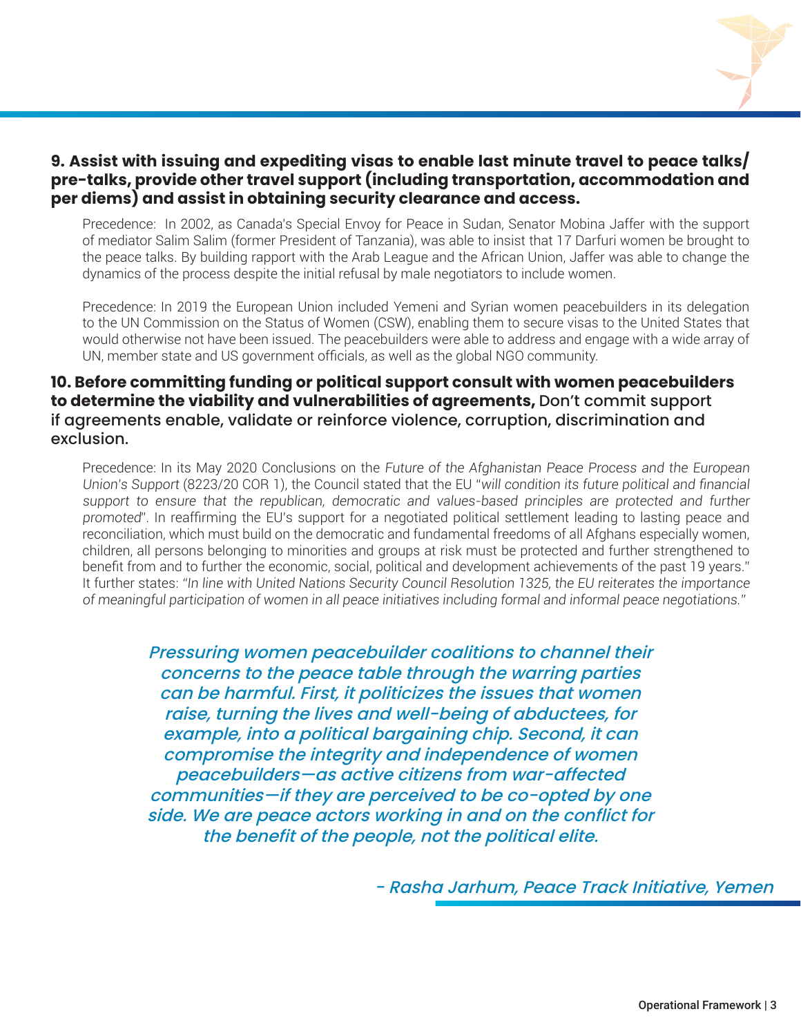### 9. Assist with issuing and expediting visas to enable last minute travel to peace talks/ pre-talks, provide other travel support (including transportation, accommodation and per diems) and assist in obtaining security clearance and access.

Precedence: In 2002, as Canada's Special Envoy for Peace in Sudan, Senator Mobina Jaffer with the support of mediator Salim Salim (former President of Tanzania), was able to insist that 17 Darfuri women be brought to the peace talks. By building rapport with the Arab League and the African Union, Jaffer was able to change the dynamics of the process despite the initial refusal by male negotiators to include women.

Precedence: In 2019 the European Union included Yemeni and Syrian women peacebuilders in its delegation to the UN Commission on the Status of Women (CSW), enabling them to secure visas to the United States that would otherwise not have been issued. The peacebuilders were able to address and engage with a wide array of UN, member state and US government officials, as well as the global NGO community.

### 10. Before committing funding or political support consult with women peacebuilders to determine the viability and vulnerabilities of agreements, Don't commit support if agreements enable, validate or reinforce violence, corruption, discrimination and exclusion.

Precedence: In its May 2020 Conclusions on the *Future of the Afghanistan Peace Process and the European Union's Support* (8223/20 COR 1), the Council stated that the EU "*will condition its future political and financial support to ensure that the republican, democratic and values-based principles are protected and further promoted*". In reaffirming the EU's support for a negotiated political settlement leading to lasting peace and reconciliation, which must build on the democratic and fundamental freedoms of all Afghans especially women, children, all persons belonging to minorities and groups at risk must be protected and further strengthened to benefit from and to further the economic, social, political and development achievements of the past 19 years." It further states: "*In line with United Nations Security Council Resolution 1325, the EU reiterates the importance of meaningful participation of women in all peace initiatives including formal and informal peace negotiations.*"

> *Pressuring women peacebuilder coalitions to channel their concerns to the peace table through the warring parties can be harmful. First, it politicizes the issues that women raise, turning the lives and well-being of abductees, for example, into a political bargaining chip. Second, it can compromise the integrity and independence of women peacebuilders—as active citizens from war-affected communities—if they are perceived to be co-opted by one side. We are peace actors working in and on the conflict for the benefit of the people, not the political elite.*
>
> *- Rasha Jarhum, Peace Track Initiative, Yemen*